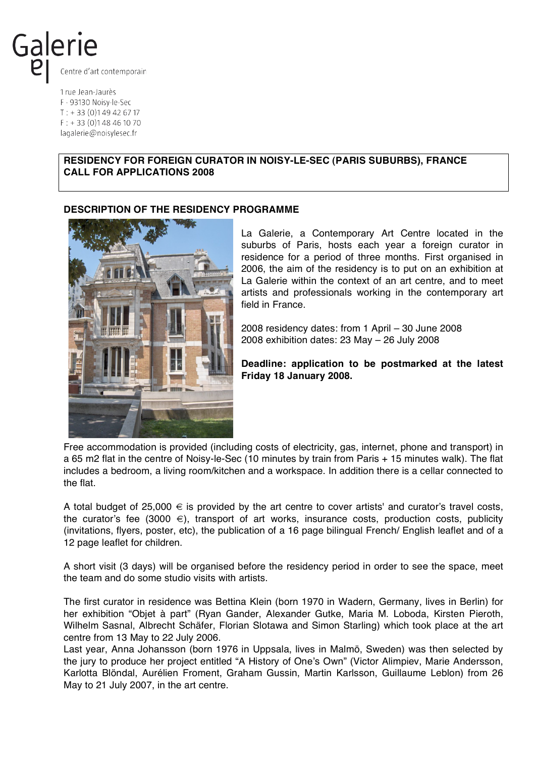Galerie
la

Centre d'art contemporain

1 rue Jean-Jaurès
F - 93130 Noisy-le-Sec
T : + 33 (0)1 49 42 67 17
F : + 33 (0)1 48 46 10 70
lagalerie@noisylesec.fr

# RESIDENCY FOR FOREIGN CURATOR IN NOISY-LE-SEC (PARIS SUBURBS), FRANCE CALL FOR APPLICATIONS 2008

## DESCRIPTION OF THE RESIDENCY PROGRAMME

La Galerie, a Contemporary Art Centre located in the suburbs of Paris, hosts each year a foreign curator in residence for a period of three months. First organised in 2006, the aim of the residency is to put on an exhibition at La Galerie within the context of an art centre, and to meet artists and professionals working in the contemporary art field in France.

2008 residency dates: from 1 April – 30 June 2008
2008 exhibition dates: 23 May – 26 July 2008

**Deadline: application to be postmarked at the latest Friday 18 January 2008.**

Free accommodation is provided (including costs of electricity, gas, internet, phone and transport) in a 65 m2 flat in the centre of Noisy-le-Sec (10 minutes by train from Paris + 15 minutes walk). The flat includes a bedroom, a living room/kitchen and a workspace. In addition there is a cellar connected to the flat.

A total budget of 25,000 € is provided by the art centre to cover artists' and curator's travel costs, the curator's fee (3000 €), transport of art works, insurance costs, production costs, publicity (invitations, flyers, poster, etc), the publication of a 16 page bilingual French/ English leaflet and of a 12 page leaflet for children.

A short visit (3 days) will be organised before the residency period in order to see the space, meet the team and do some studio visits with artists.

The first curator in residence was Bettina Klein (born 1970 in Wadern, Germany, lives in Berlin) for her exhibition "Objet à part" (Ryan Gander, Alexander Gutke, Maria M. Loboda, Kirsten Pieroth, Wilhelm Sasnal, Albrecht Schäfer, Florian Slotawa and Simon Starling) which took place at the art centre from 13 May to 22 July 2006.
Last year, Anna Johansson (born 1976 in Uppsala, lives in Malmö, Sweden) was then selected by the jury to produce her project entitled "A History of One's Own" (Victor Alimpiev, Marie Andersson, Karlotta Blöndal, Aurélien Froment, Graham Gussin, Martin Karlsson, Guillaume Leblon) from 26 May to 21 July 2007, in the art centre.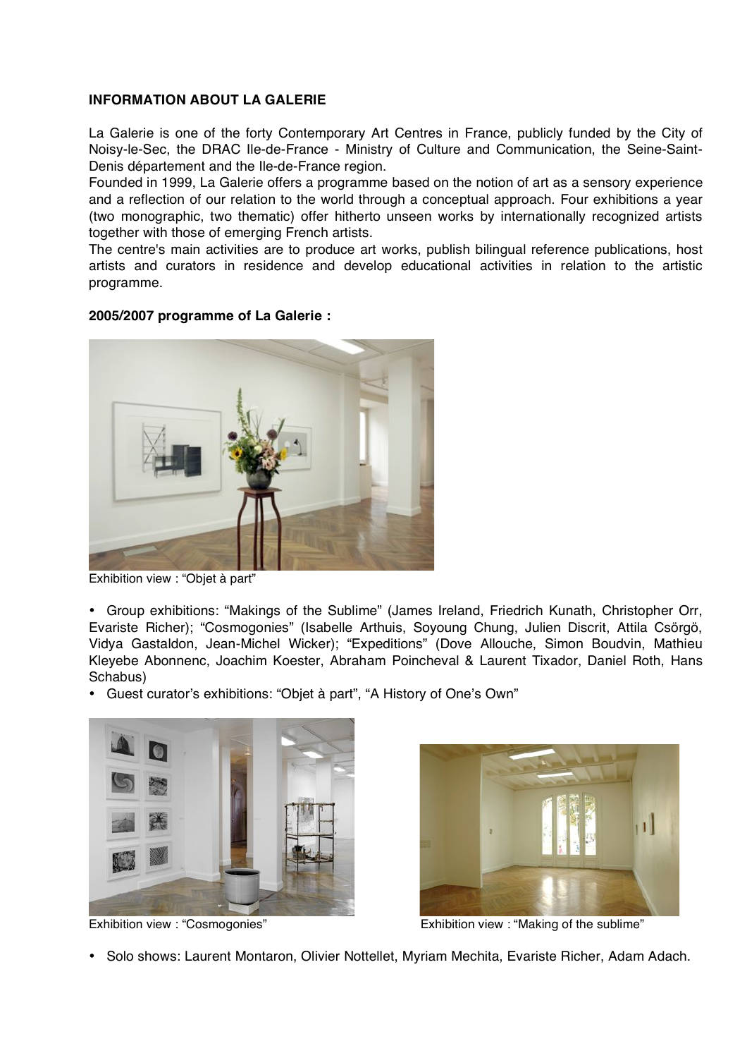**INFORMATION ABOUT LA GALERIE**

La Galerie is one of the forty Contemporary Art Centres in France, publicly funded by the City of Noisy-le-Sec, the DRAC Ile-de-France - Ministry of Culture and Communication, the Seine-Saint-Denis département and the Ile-de-France region.
Founded in 1999, La Galerie offers a programme based on the notion of art as a sensory experience and a reflection of our relation to the world through a conceptual approach. Four exhibitions a year (two monographic, two thematic) offer hitherto unseen works by internationally recognized artists together with those of emerging French artists.
The centre's main activities are to produce art works, publish bilingual reference publications, host artists and curators in residence and develop educational activities in relation to the artistic programme.

**2005/2007 programme of La Galerie :**

Exhibition view : "Objet à part"

- Group exhibitions: "Makings of the Sublime" (James Ireland, Friedrich Kunath, Christopher Orr, Evariste Richer); "Cosmogonies" (Isabelle Arthuis, Soyoung Chung, Julien Discrit, Attila Csörgö, Vidya Gastaldon, Jean-Michel Wicker); "Expeditions" (Dove Allouche, Simon Boudvin, Mathieu Kleyebe Abonnenc, Joachim Koester, Abraham Poincheval & Laurent Tixador, Daniel Roth, Hans Schabus)
- Guest curator's exhibitions: "Objet à part", "A History of One's Own"

Exhibition view : "Cosmogonies"

Exhibition view : "Making of the sublime"

- Solo shows: Laurent Montaron, Olivier Nottellet, Myriam Mechita, Evariste Richer, Adam Adach.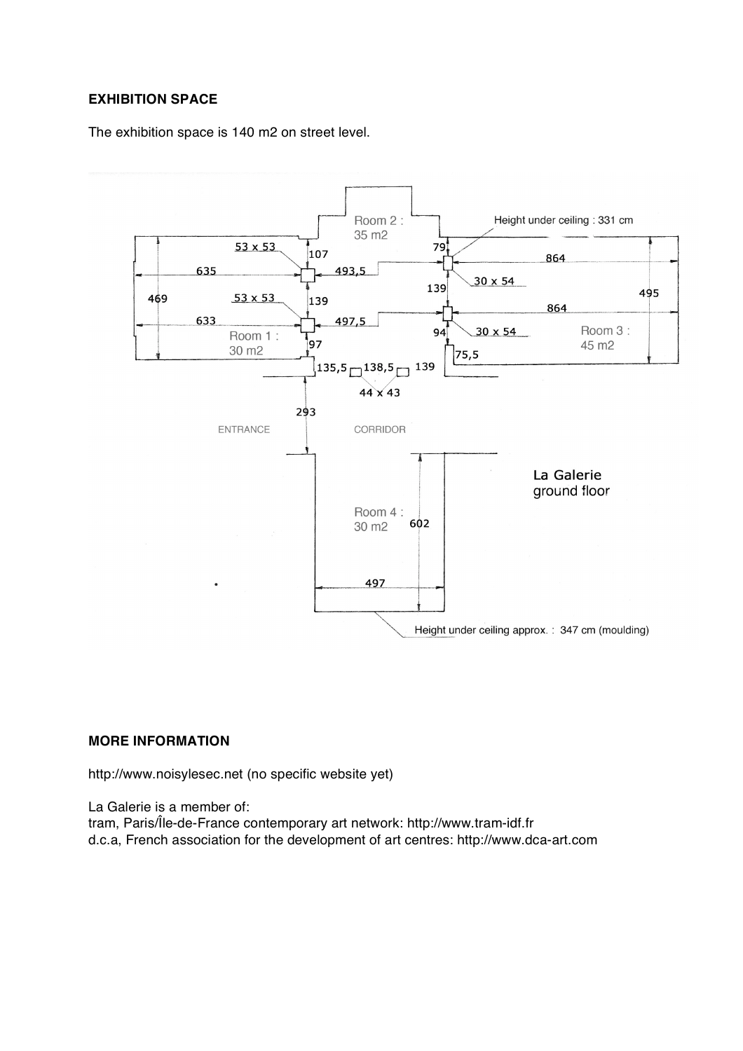**EXHIBITION SPACE**

The exhibition space is 140 m2 on street level.

**MORE INFORMATION**

http://www.noisylesec.net (no specific website yet)

La Galerie is a member of:
tram, Paris/Île-de-France contemporary art network: http://www.tram-idf.fr
d.c.a, French association for the development of art centres: http://www.dca-art.com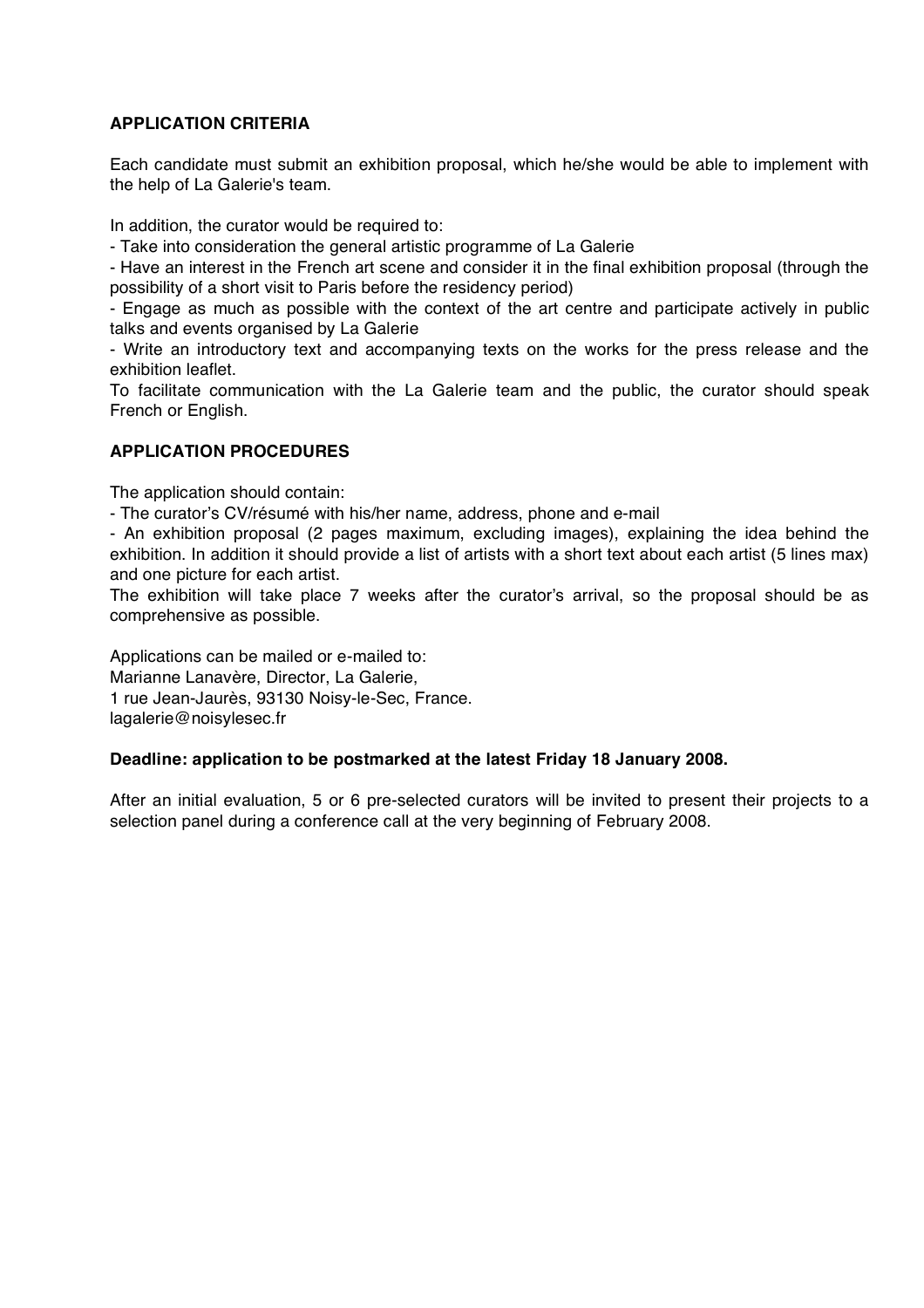**APPLICATION CRITERIA**

Each candidate must submit an exhibition proposal, which he/she would be able to implement with the help of La Galerie's team.

In addition, the curator would be required to:

- Take into consideration the general artistic programme of La Galerie
- Have an interest in the French art scene and consider it in the final exhibition proposal (through the possibility of a short visit to Paris before the residency period)
- Engage as much as possible with the context of the art centre and participate actively in public talks and events organised by La Galerie
- Write an introductory text and accompanying texts on the works for the press release and the exhibition leaflet.

To facilitate communication with the La Galerie team and the public, the curator should speak French or English.

**APPLICATION PROCEDURES**

The application should contain:

- The curator's CV/résumé with his/her name, address, phone and e-mail
- An exhibition proposal (2 pages maximum, excluding images), explaining the idea behind the exhibition. In addition it should provide a list of artists with a short text about each artist (5 lines max) and one picture for each artist.

The exhibition will take place 7 weeks after the curator's arrival, so the proposal should be as comprehensive as possible.

Applications can be mailed or e-mailed to:
Marianne Lanavère, Director, La Galerie,
1 rue Jean-Jaurès, 93130 Noisy-le-Sec, France.
lagalerie@noisylesec.fr

**Deadline: application to be postmarked at the latest Friday 18 January 2008.**

After an initial evaluation, 5 or 6 pre-selected curators will be invited to present their projects to a selection panel during a conference call at the very beginning of February 2008.